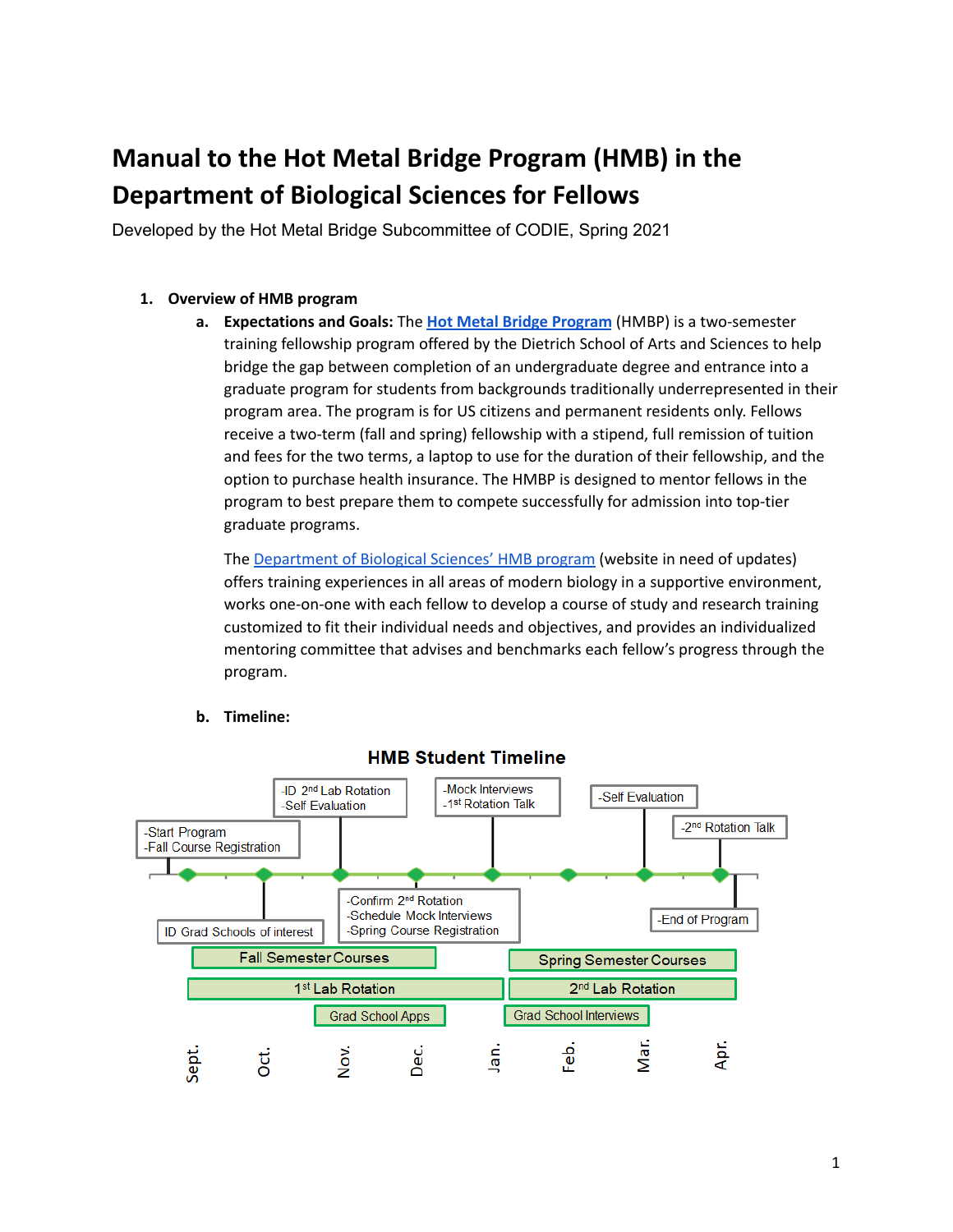# Manual to the Hot Metal Bridge Program (HMB) in the Department of Biological Sciences for Fellows

Developed by the Hot Metal Bridge Subcommittee of CODIE, Spring 2021

1. **Overview of HMB program**
   a. **Expectations and Goals:** The Hot Metal Bridge Program (HMBP) is a two-semester training fellowship program offered by the Dietrich School of Arts and Sciences to help bridge the gap between completion of an undergraduate degree and entrance into a graduate program for students from backgrounds traditionally underrepresented in their program area. The program is for US citizens and permanent residents only. Fellows receive a two-term (fall and spring) fellowship with a stipend, full remission of tuition and fees for the two terms, a laptop to use for the duration of their fellowship, and the option to purchase health insurance. The HMBP is designed to mentor fellows in the program to best prepare them to compete successfully for admission into top-tier graduate programs.

      The Department of Biological Sciences' HMB program (website in need of updates) offers training experiences in all areas of modern biology in a supportive environment, works one-on-one with each fellow to develop a course of study and research training customized to fit their individual needs and objectives, and provides an individualized mentoring committee that advises and benchmarks each fellow's progress through the program.

   b. **Timeline:**

**HMB Student Timeline**

- Sept.: -Start Program, -Fall Course Registration
- Oct.: ID Grad Schools of interest
- Nov.: -ID 2nd Lab Rotation, -Self Evaluation
- Dec.: -Confirm 2nd Rotation, -Schedule Mock Interviews, -Spring Course Registration
- Jan.: -Mock Interviews, -1st Rotation Talk
- Mar.: -Self Evaluation
- Apr.: -2nd Rotation Talk, -End of Program

- Fall Semester Courses (Sept. – Dec.)
- 1st Lab Rotation (Sept. – Jan.)
- Grad School Apps (Nov. – Dec.)
- Spring Semester Courses (Jan. – Apr.)
- 2nd Lab Rotation (Jan. – Apr.)
- Grad School Interviews (Jan. – Feb.)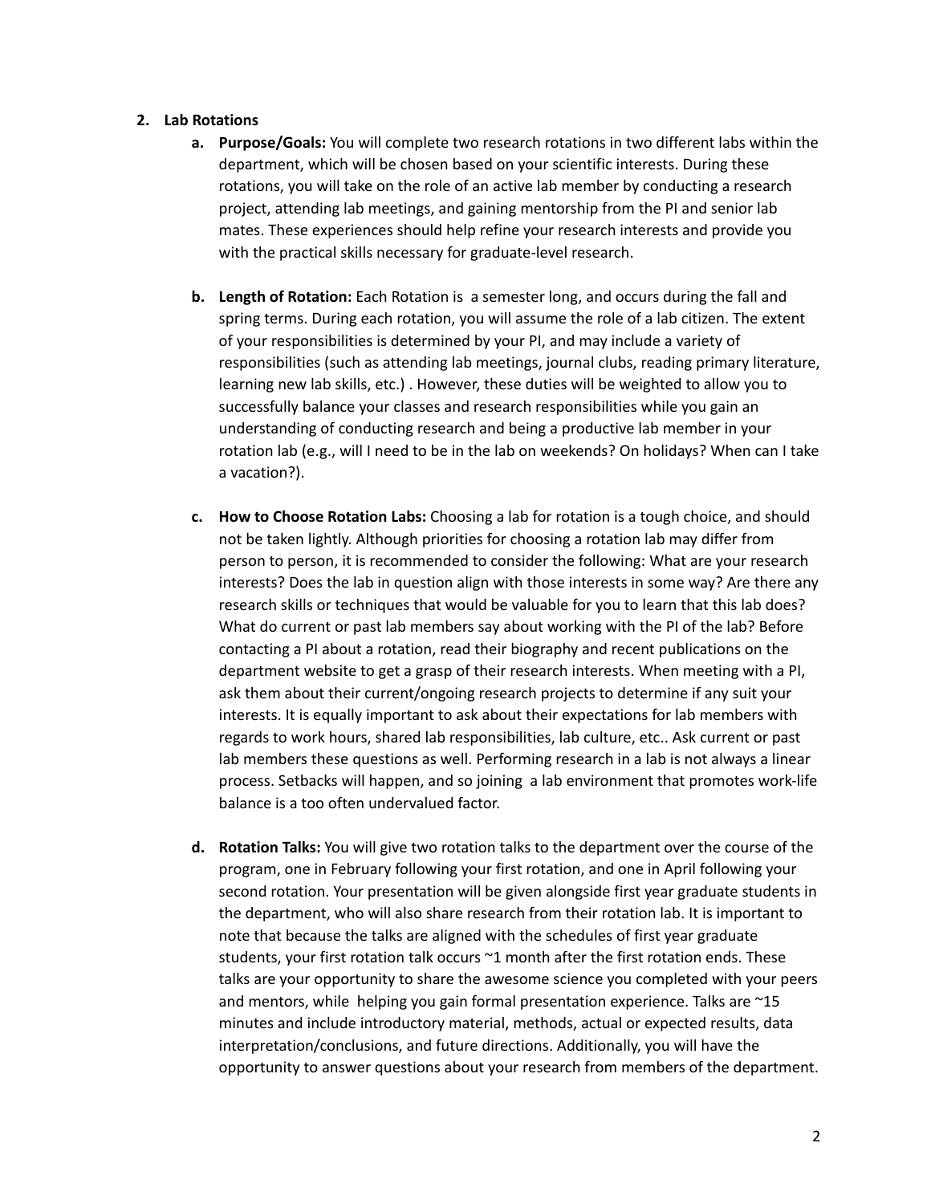2. **Lab Rotations**

    a. **Purpose/Goals:** You will complete two research rotations in two different labs within the department, which will be chosen based on your scientific interests. During these rotations, you will take on the role of an active lab member by conducting a research project, attending lab meetings, and gaining mentorship from the PI and senior lab mates. These experiences should help refine your research interests and provide you with the practical skills necessary for graduate-level research.

    b. **Length of Rotation:** Each Rotation is a semester long, and occurs during the fall and spring terms. During each rotation, you will assume the role of a lab citizen. The extent of your responsibilities is determined by your PI, and may include a variety of responsibilities (such as attending lab meetings, journal clubs, reading primary literature, learning new lab skills, etc.) . However, these duties will be weighted to allow you to successfully balance your classes and research responsibilities while you gain an understanding of conducting research and being a productive lab member in your rotation lab (e.g., will I need to be in the lab on weekends? On holidays? When can I take a vacation?).

    c. **How to Choose Rotation Labs:** Choosing a lab for rotation is a tough choice, and should not be taken lightly. Although priorities for choosing a rotation lab may differ from person to person, it is recommended to consider the following: What are your research interests? Does the lab in question align with those interests in some way? Are there any research skills or techniques that would be valuable for you to learn that this lab does? What do current or past lab members say about working with the PI of the lab? Before contacting a PI about a rotation, read their biography and recent publications on the department website to get a grasp of their research interests. When meeting with a PI, ask them about their current/ongoing research projects to determine if any suit your interests. It is equally important to ask about their expectations for lab members with regards to work hours, shared lab responsibilities, lab culture, etc.. Ask current or past lab members these questions as well. Performing research in a lab is not always a linear process. Setbacks will happen, and so joining a lab environment that promotes work-life balance is a too often undervalued factor.

    d. **Rotation Talks:** You will give two rotation talks to the department over the course of the program, one in February following your first rotation, and one in April following your second rotation. Your presentation will be given alongside first year graduate students in the department, who will also share research from their rotation lab. It is important to note that because the talks are aligned with the schedules of first year graduate students, your first rotation talk occurs ~1 month after the first rotation ends. These talks are your opportunity to share the awesome science you completed with your peers and mentors, while helping you gain formal presentation experience. Talks are ~15 minutes and include introductory material, methods, actual or expected results, data interpretation/conclusions, and future directions. Additionally, you will have the opportunity to answer questions about your research from members of the department.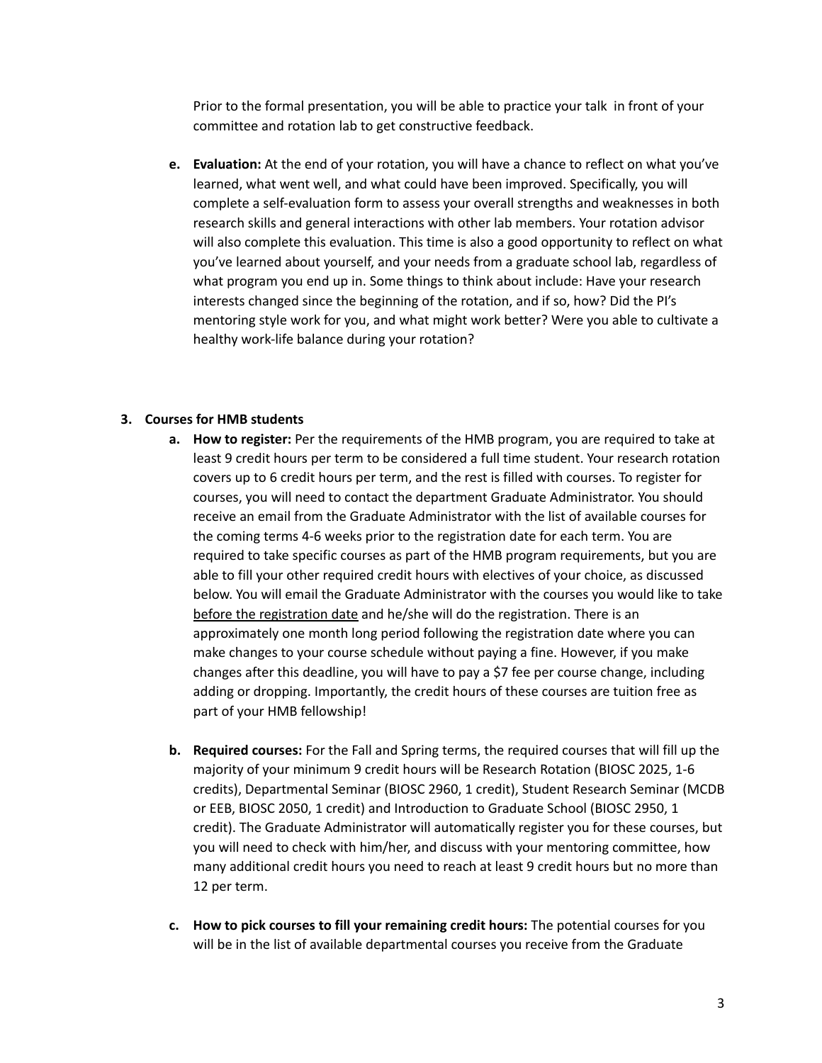Prior to the formal presentation, you will be able to practice your talk in front of your committee and rotation lab to get constructive feedback.

e. **Evaluation:** At the end of your rotation, you will have a chance to reflect on what you've learned, what went well, and what could have been improved. Specifically, you will complete a self-evaluation form to assess your overall strengths and weaknesses in both research skills and general interactions with other lab members. Your rotation advisor will also complete this evaluation. This time is also a good opportunity to reflect on what you've learned about yourself, and your needs from a graduate school lab, regardless of what program you end up in. Some things to think about include: Have your research interests changed since the beginning of the rotation, and if so, how? Did the PI's mentoring style work for you, and what might work better? Were you able to cultivate a healthy work-life balance during your rotation?

## 3. Courses for HMB students

a. **How to register:** Per the requirements of the HMB program, you are required to take at least 9 credit hours per term to be considered a full time student. Your research rotation covers up to 6 credit hours per term, and the rest is filled with courses. To register for courses, you will need to contact the department Graduate Administrator. You should receive an email from the Graduate Administrator with the list of available courses for the coming terms 4-6 weeks prior to the registration date for each term. You are required to take specific courses as part of the HMB program requirements, but you are able to fill your other required credit hours with electives of your choice, as discussed below. You will email the Graduate Administrator with the courses you would like to take <u>before the registration date</u> and he/she will do the registration. There is an approximately one month long period following the registration date where you can make changes to your course schedule without paying a fine. However, if you make changes after this deadline, you will have to pay a $7 fee per course change, including adding or dropping. Importantly, the credit hours of these courses are tuition free as part of your HMB fellowship!

b. **Required courses:** For the Fall and Spring terms, the required courses that will fill up the majority of your minimum 9 credit hours will be Research Rotation (BIOSC 2025, 1-6 credits), Departmental Seminar (BIOSC 2960, 1 credit), Student Research Seminar (MCDB or EEB, BIOSC 2050, 1 credit) and Introduction to Graduate School (BIOSC 2950, 1 credit). The Graduate Administrator will automatically register you for these courses, but you will need to check with him/her, and discuss with your mentoring committee, how many additional credit hours you need to reach at least 9 credit hours but no more than 12 per term.

c. **How to pick courses to fill your remaining credit hours:** The potential courses for you will be in the list of available departmental courses you receive from the Graduate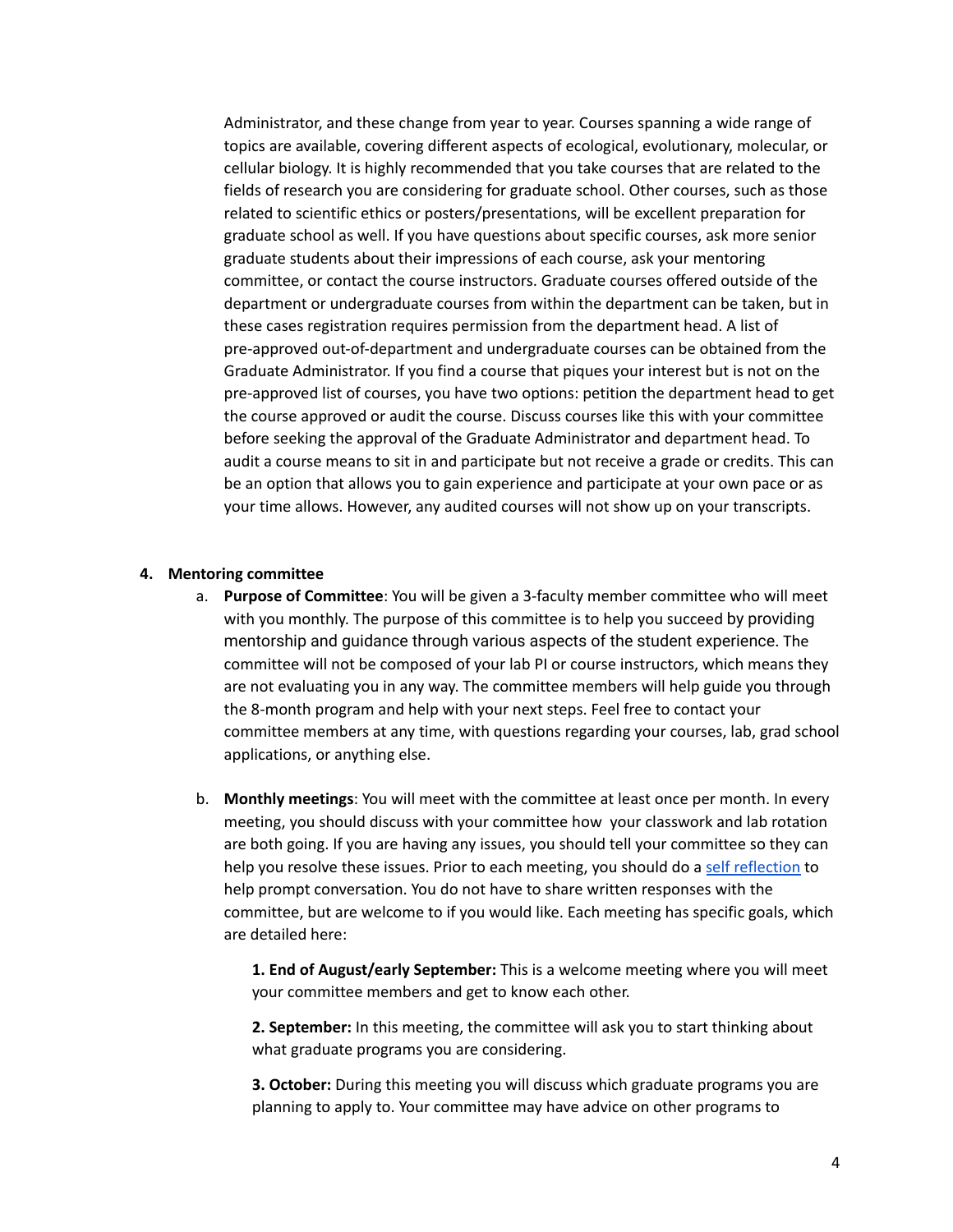Administrator, and these change from year to year. Courses spanning a wide range of topics are available, covering different aspects of ecological, evolutionary, molecular, or cellular biology. It is highly recommended that you take courses that are related to the fields of research you are considering for graduate school. Other courses, such as those related to scientific ethics or posters/presentations, will be excellent preparation for graduate school as well. If you have questions about specific courses, ask more senior graduate students about their impressions of each course, ask your mentoring committee, or contact the course instructors. Graduate courses offered outside of the department or undergraduate courses from within the department can be taken, but in these cases registration requires permission from the department head. A list of pre-approved out-of-department and undergraduate courses can be obtained from the Graduate Administrator. If you find a course that piques your interest but is not on the pre-approved list of courses, you have two options: petition the department head to get the course approved or audit the course. Discuss courses like this with your committee before seeking the approval of the Graduate Administrator and department head. To audit a course means to sit in and participate but not receive a grade or credits. This can be an option that allows you to gain experience and participate at your own pace or as your time allows. However, any audited courses will not show up on your transcripts.

4. **Mentoring committee**

   a. **Purpose of Committee**: You will be given a 3-faculty member committee who will meet with you monthly. The purpose of this committee is to help you succeed by providing mentorship and guidance through various aspects of the student experience. The committee will not be composed of your lab PI or course instructors, which means they are not evaluating you in any way. The committee members will help guide you through the 8-month program and help with your next steps. Feel free to contact your committee members at any time, with questions regarding your courses, lab, grad school applications, or anything else.

   b. **Monthly meetings**: You will meet with the committee at least once per month. In every meeting, you should discuss with your committee how your classwork and lab rotation are both going. If you are having any issues, you should tell your committee so they can help you resolve these issues. Prior to each meeting, you should do a self reflection to help prompt conversation. You do not have to share written responses with the committee, but are welcome to if you would like. Each meeting has specific goals, which are detailed here:

      **1. End of August/early September:** This is a welcome meeting where you will meet your committee members and get to know each other.

      **2. September:** In this meeting, the committee will ask you to start thinking about what graduate programs you are considering.

      **3. October:** During this meeting you will discuss which graduate programs you are planning to apply to. Your committee may have advice on other programs to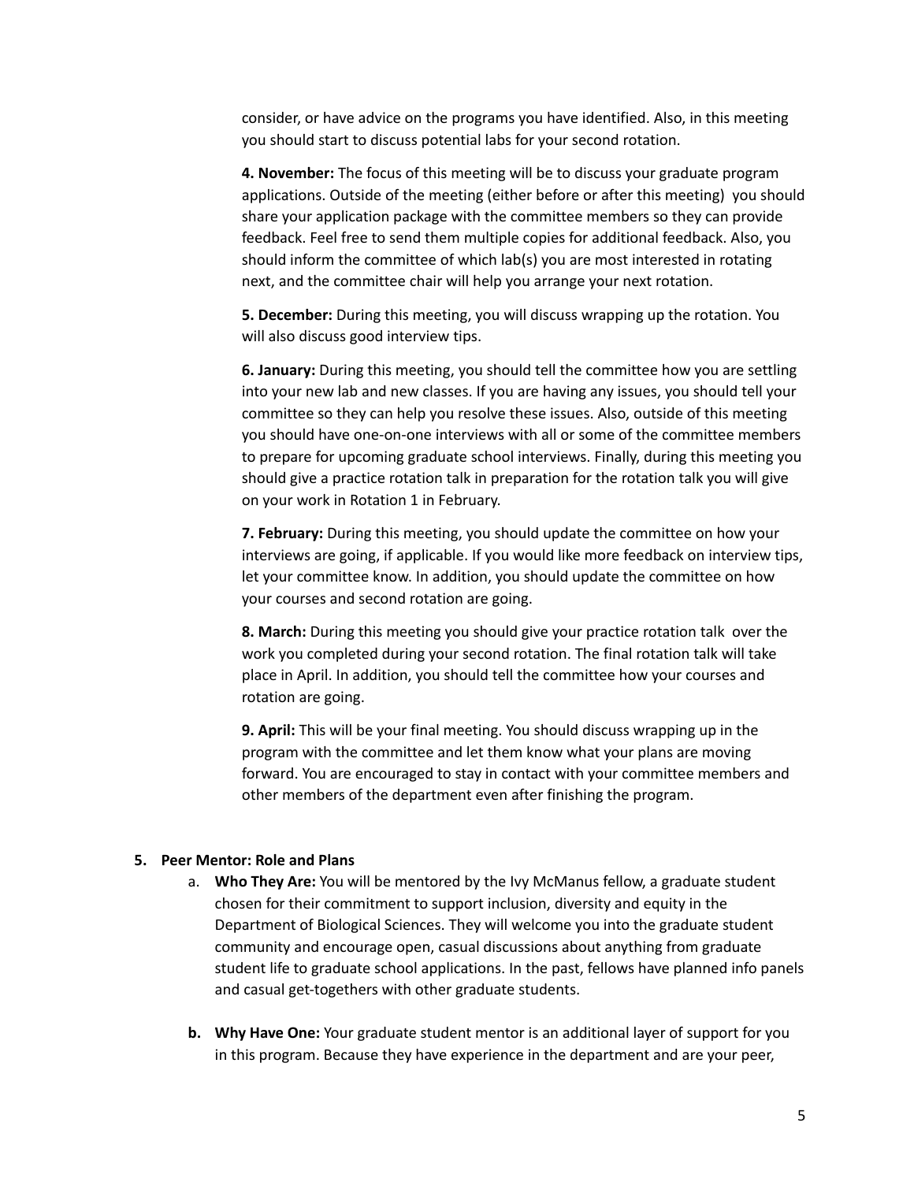consider, or have advice on the programs you have identified. Also, in this meeting you should start to discuss potential labs for your second rotation.

**4. November:** The focus of this meeting will be to discuss your graduate program applications. Outside of the meeting (either before or after this meeting) you should share your application package with the committee members so they can provide feedback. Feel free to send them multiple copies for additional feedback. Also, you should inform the committee of which lab(s) you are most interested in rotating next, and the committee chair will help you arrange your next rotation.

**5. December:** During this meeting, you will discuss wrapping up the rotation. You will also discuss good interview tips.

**6. January:** During this meeting, you should tell the committee how you are settling into your new lab and new classes. If you are having any issues, you should tell your committee so they can help you resolve these issues. Also, outside of this meeting you should have one-on-one interviews with all or some of the committee members to prepare for upcoming graduate school interviews. Finally, during this meeting you should give a practice rotation talk in preparation for the rotation talk you will give on your work in Rotation 1 in February.

**7. February:** During this meeting, you should update the committee on how your interviews are going, if applicable. If you would like more feedback on interview tips, let your committee know. In addition, you should update the committee on how your courses and second rotation are going.

**8. March:** During this meeting you should give your practice rotation talk over the work you completed during your second rotation. The final rotation talk will take place in April. In addition, you should tell the committee how your courses and rotation are going.

**9. April:** This will be your final meeting. You should discuss wrapping up in the program with the committee and let them know what your plans are moving forward. You are encouraged to stay in contact with your committee members and other members of the department even after finishing the program.

5. **Peer Mentor: Role and Plans**
   a. **Who They Are:** You will be mentored by the Ivy McManus fellow, a graduate student chosen for their commitment to support inclusion, diversity and equity in the Department of Biological Sciences. They will welcome you into the graduate student community and encourage open, casual discussions about anything from graduate student life to graduate school applications. In the past, fellows have planned info panels and casual get-togethers with other graduate students.

   b. **Why Have One:** Your graduate student mentor is an additional layer of support for you in this program. Because they have experience in the department and are your peer,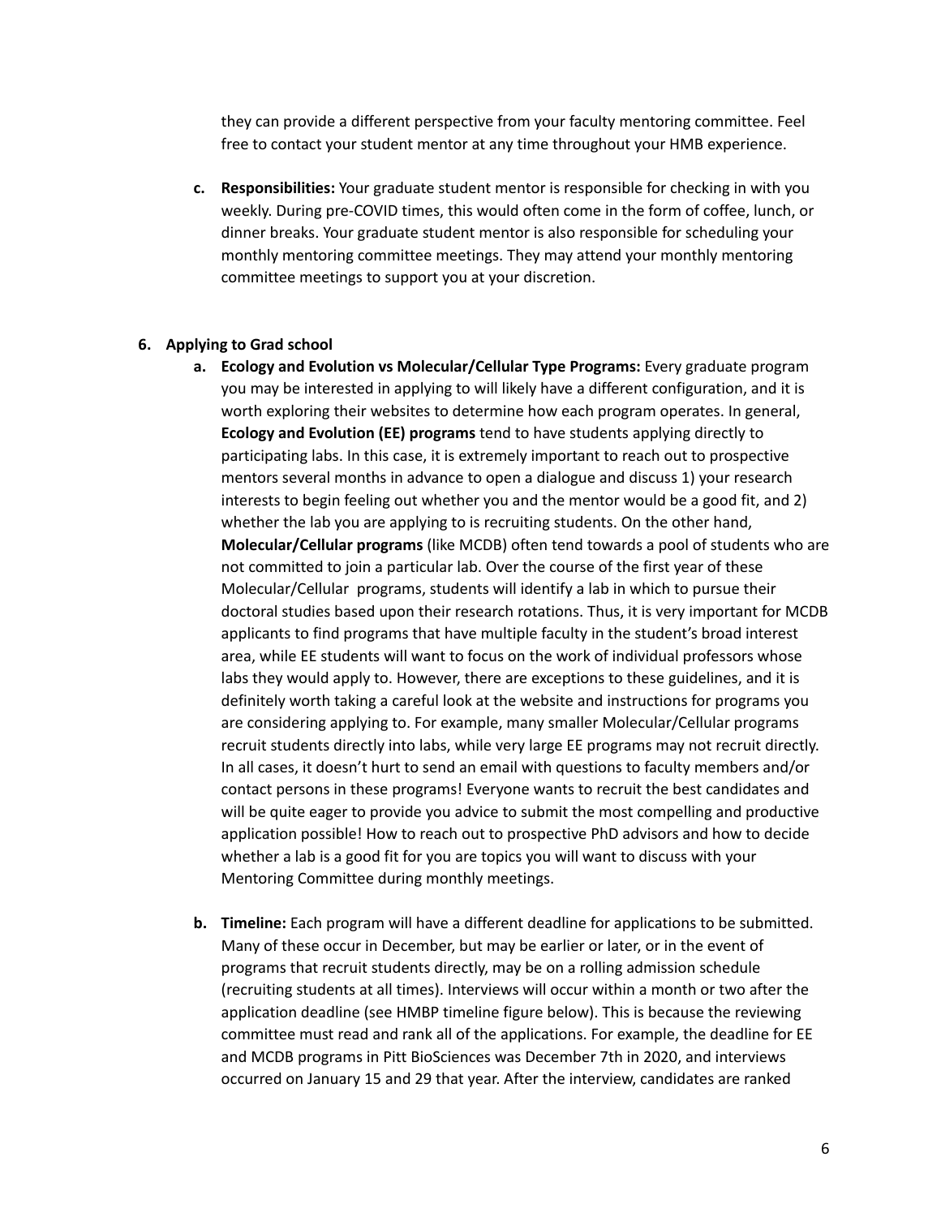they can provide a different perspective from your faculty mentoring committee. Feel free to contact your student mentor at any time throughout your HMB experience.

c. **Responsibilities:** Your graduate student mentor is responsible for checking in with you weekly. During pre-COVID times, this would often come in the form of coffee, lunch, or dinner breaks. Your graduate student mentor is also responsible for scheduling your monthly mentoring committee meetings. They may attend your monthly mentoring committee meetings to support you at your discretion.

6. **Applying to Grad school**

   a. **Ecology and Evolution vs Molecular/Cellular Type Programs:** Every graduate program you may be interested in applying to will likely have a different configuration, and it is worth exploring their websites to determine how each program operates. In general, **Ecology and Evolution (EE) programs** tend to have students applying directly to participating labs. In this case, it is extremely important to reach out to prospective mentors several months in advance to open a dialogue and discuss 1) your research interests to begin feeling out whether you and the mentor would be a good fit, and 2) whether the lab you are applying to is recruiting students. On the other hand, **Molecular/Cellular programs** (like MCDB) often tend towards a pool of students who are not committed to join a particular lab. Over the course of the first year of these Molecular/Cellular programs, students will identify a lab in which to pursue their doctoral studies based upon their research rotations. Thus, it is very important for MCDB applicants to find programs that have multiple faculty in the student's broad interest area, while EE students will want to focus on the work of individual professors whose labs they would apply to. However, there are exceptions to these guidelines, and it is definitely worth taking a careful look at the website and instructions for programs you are considering applying to. For example, many smaller Molecular/Cellular programs recruit students directly into labs, while very large EE programs may not recruit directly. In all cases, it doesn't hurt to send an email with questions to faculty members and/or contact persons in these programs! Everyone wants to recruit the best candidates and will be quite eager to provide you advice to submit the most compelling and productive application possible! How to reach out to prospective PhD advisors and how to decide whether a lab is a good fit for you are topics you will want to discuss with your Mentoring Committee during monthly meetings.

   b. **Timeline:** Each program will have a different deadline for applications to be submitted. Many of these occur in December, but may be earlier or later, or in the event of programs that recruit students directly, may be on a rolling admission schedule (recruiting students at all times). Interviews will occur within a month or two after the application deadline (see HMBP timeline figure below). This is because the reviewing committee must read and rank all of the applications. For example, the deadline for EE and MCDB programs in Pitt BioSciences was December 7th in 2020, and interviews occurred on January 15 and 29 that year. After the interview, candidates are ranked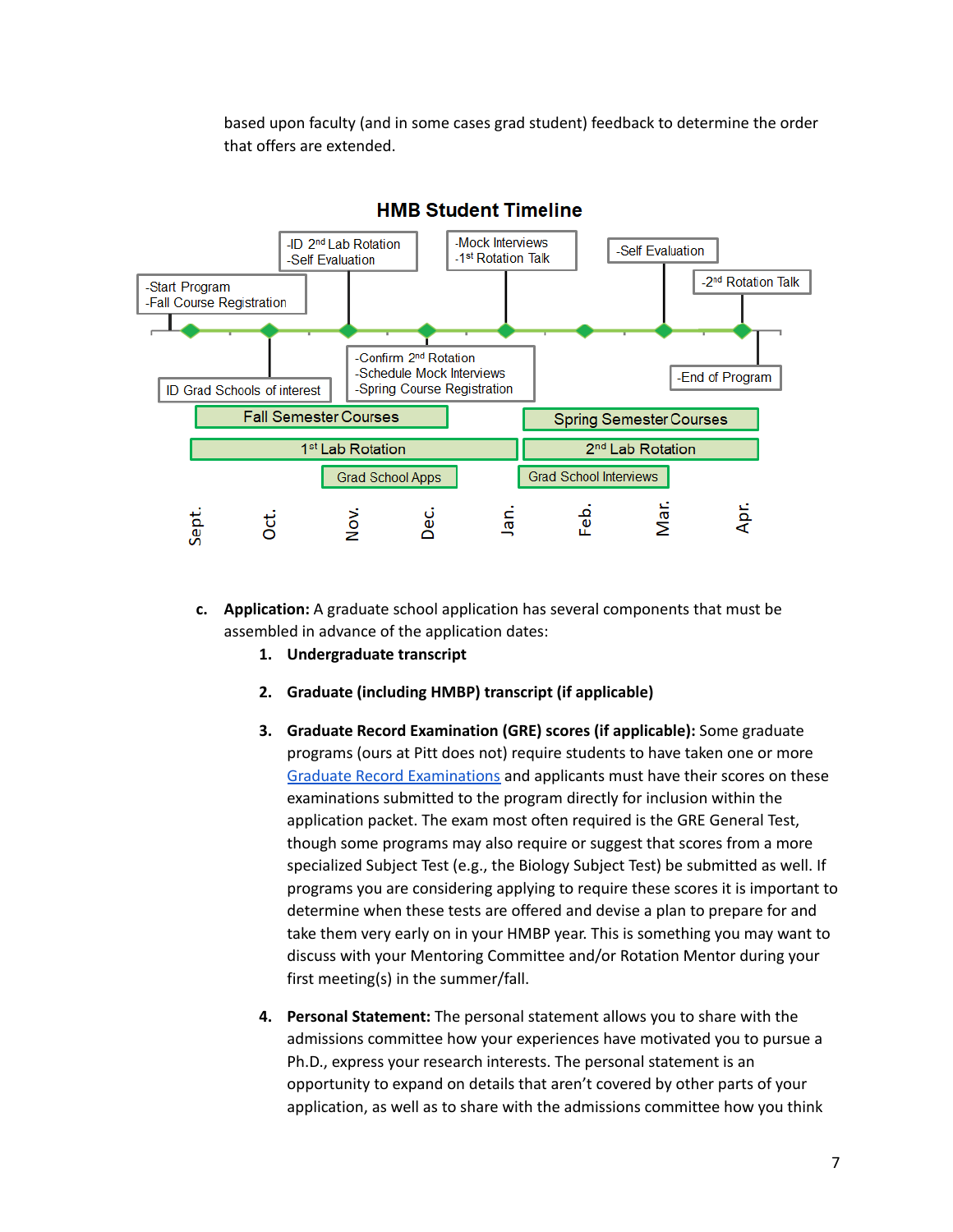based upon faculty (and in some cases grad student) feedback to determine the order that offers are extended.

**HMB Student Timeline**

-Start Program
-Fall Course Registration

ID Grad Schools of interest

-ID 2nd Lab Rotation
-Self Evaluation

-Confirm 2nd Rotation
-Schedule Mock Interviews
-Spring Course Registration

-Mock Interviews
-1st Rotation Talk

-Self Evaluation

-2nd Rotation Talk

-End of Program

Fall Semester Courses

Spring Semester Courses

1st Lab Rotation

2nd Lab Rotation

Grad School Apps

Grad School Interviews

Sept. Oct. Nov. Dec. Jan. Feb. Mar. Apr.

c. **Application:** A graduate school application has several components that must be assembled in advance of the application dates:

1. **Undergraduate transcript**

2. **Graduate (including HMBP) transcript (if applicable)**

3. **Graduate Record Examination (GRE) scores (if applicable):** Some graduate programs (ours at Pitt does not) require students to have taken one or more Graduate Record Examinations and applicants must have their scores on these examinations submitted to the program directly for inclusion within the application packet. The exam most often required is the GRE General Test, though some programs may also require or suggest that scores from a more specialized Subject Test (e.g., the Biology Subject Test) be submitted as well. If programs you are considering applying to require these scores it is important to determine when these tests are offered and devise a plan to prepare for and take them very early on in your HMBP year. This is something you may want to discuss with your Mentoring Committee and/or Rotation Mentor during your first meeting(s) in the summer/fall.

4. **Personal Statement:** The personal statement allows you to share with the admissions committee how your experiences have motivated you to pursue a Ph.D., express your research interests. The personal statement is an opportunity to expand on details that aren't covered by other parts of your application, as well as to share with the admissions committee how you think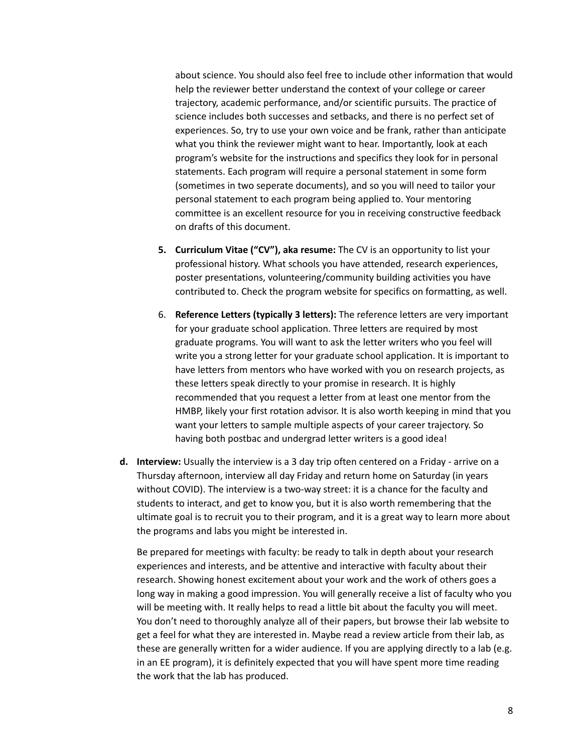about science. You should also feel free to include other information that would help the reviewer better understand the context of your college or career trajectory, academic performance, and/or scientific pursuits. The practice of science includes both successes and setbacks, and there is no perfect set of experiences. So, try to use your own voice and be frank, rather than anticipate what you think the reviewer might want to hear. Importantly, look at each program's website for the instructions and specifics they look for in personal statements. Each program will require a personal statement in some form (sometimes in two seperate documents), and so you will need to tailor your personal statement to each program being applied to. Your mentoring committee is an excellent resource for you in receiving constructive feedback on drafts of this document.

5. **Curriculum Vitae ("CV"), aka resume:** The CV is an opportunity to list your professional history. What schools you have attended, research experiences, poster presentations, volunteering/community building activities you have contributed to. Check the program website for specifics on formatting, as well.

6. **Reference Letters (typically 3 letters):** The reference letters are very important for your graduate school application. Three letters are required by most graduate programs. You will want to ask the letter writers who you feel will write you a strong letter for your graduate school application. It is important to have letters from mentors who have worked with you on research projects, as these letters speak directly to your promise in research. It is highly recommended that you request a letter from at least one mentor from the HMBP, likely your first rotation advisor. It is also worth keeping in mind that you want your letters to sample multiple aspects of your career trajectory. So having both postbac and undergrad letter writers is a good idea!

**d. Interview:** Usually the interview is a 3 day trip often centered on a Friday - arrive on a Thursday afternoon, interview all day Friday and return home on Saturday (in years without COVID). The interview is a two-way street: it is a chance for the faculty and students to interact, and get to know you, but it is also worth remembering that the ultimate goal is to recruit you to their program, and it is a great way to learn more about the programs and labs you might be interested in.

Be prepared for meetings with faculty: be ready to talk in depth about your research experiences and interests, and be attentive and interactive with faculty about their research. Showing honest excitement about your work and the work of others goes a long way in making a good impression. You will generally receive a list of faculty who you will be meeting with. It really helps to read a little bit about the faculty you will meet. You don't need to thoroughly analyze all of their papers, but browse their lab website to get a feel for what they are interested in. Maybe read a review article from their lab, as these are generally written for a wider audience. If you are applying directly to a lab (e.g. in an EE program), it is definitely expected that you will have spent more time reading the work that the lab has produced.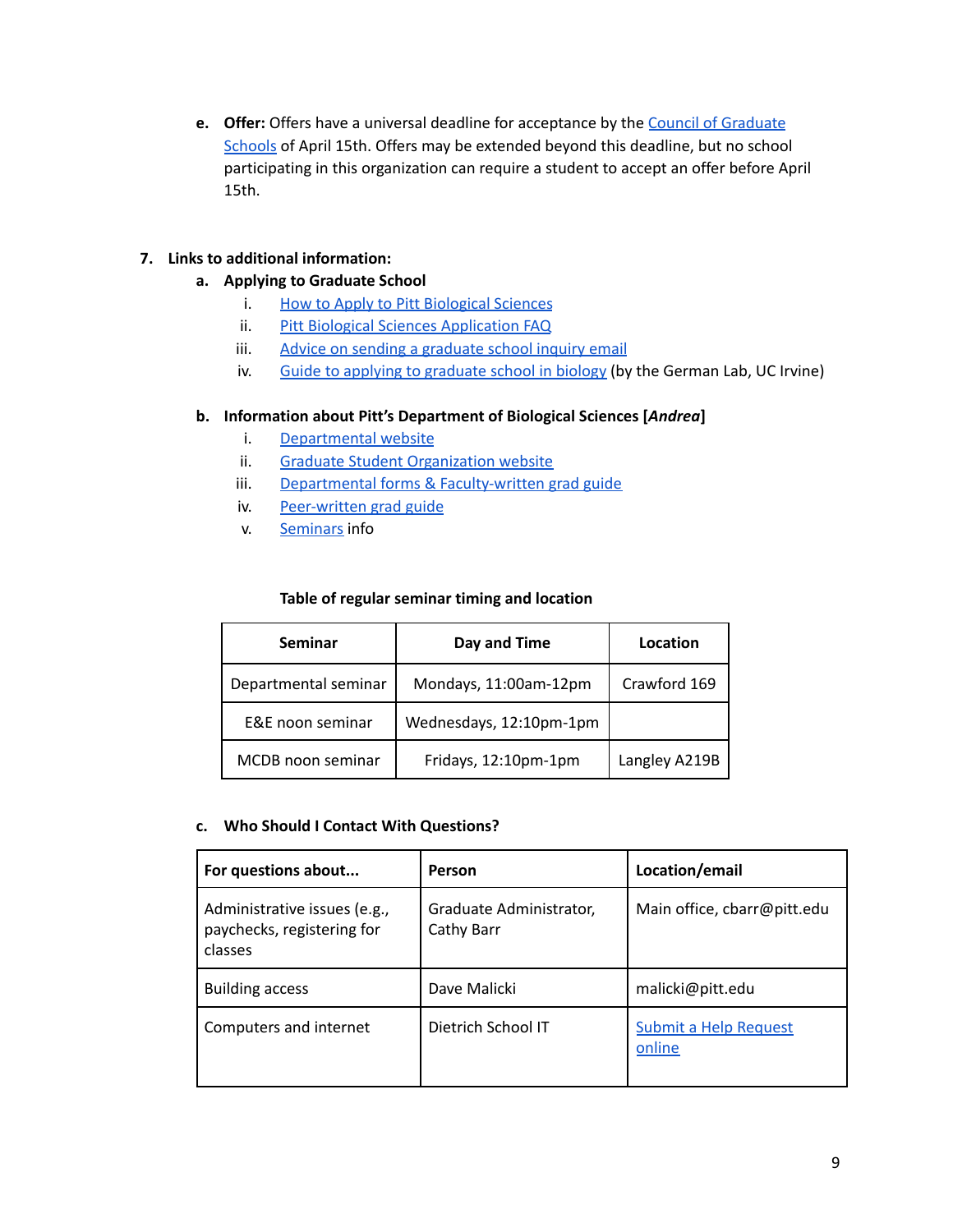e. **Offer:** Offers have a universal deadline for acceptance by the Council of Graduate Schools of April 15th. Offers may be extended beyond this deadline, but no school participating in this organization can require a student to accept an offer before April 15th.

7. **Links to additional information:**

   a. **Applying to Graduate School**

      i. How to Apply to Pitt Biological Sciences
      
      ii. Pitt Biological Sciences Application FAQ
      
      iii. Advice on sending a graduate school inquiry email
      
      iv. Guide to applying to graduate school in biology (by the German Lab, UC Irvine)

   b. **Information about Pitt's Department of Biological Sciences [*Andrea*]**

      i. Departmental website
      
      ii. Graduate Student Organization website
      
      iii. Departmental forms & Faculty-written grad guide
      
      iv. Peer-written grad guide
      
      v. Seminars info

**Table of regular seminar timing and location**

| Seminar | Day and Time | Location |
|---|---|---|
| Departmental seminar | Mondays, 11:00am-12pm | Crawford 169 |
| E&E noon seminar | Wednesdays, 12:10pm-1pm | |
| MCDB noon seminar | Fridays, 12:10pm-1pm | Langley A219B |

c. **Who Should I Contact With Questions?**

| For questions about... | Person | Location/email |
|---|---|---|
| Administrative issues (e.g., paychecks, registering for classes | Graduate Administrator, Cathy Barr | Main office, cbarr@pitt.edu |
| Building access | Dave Malicki | malicki@pitt.edu |
| Computers and internet | Dietrich School IT | Submit a Help Request online |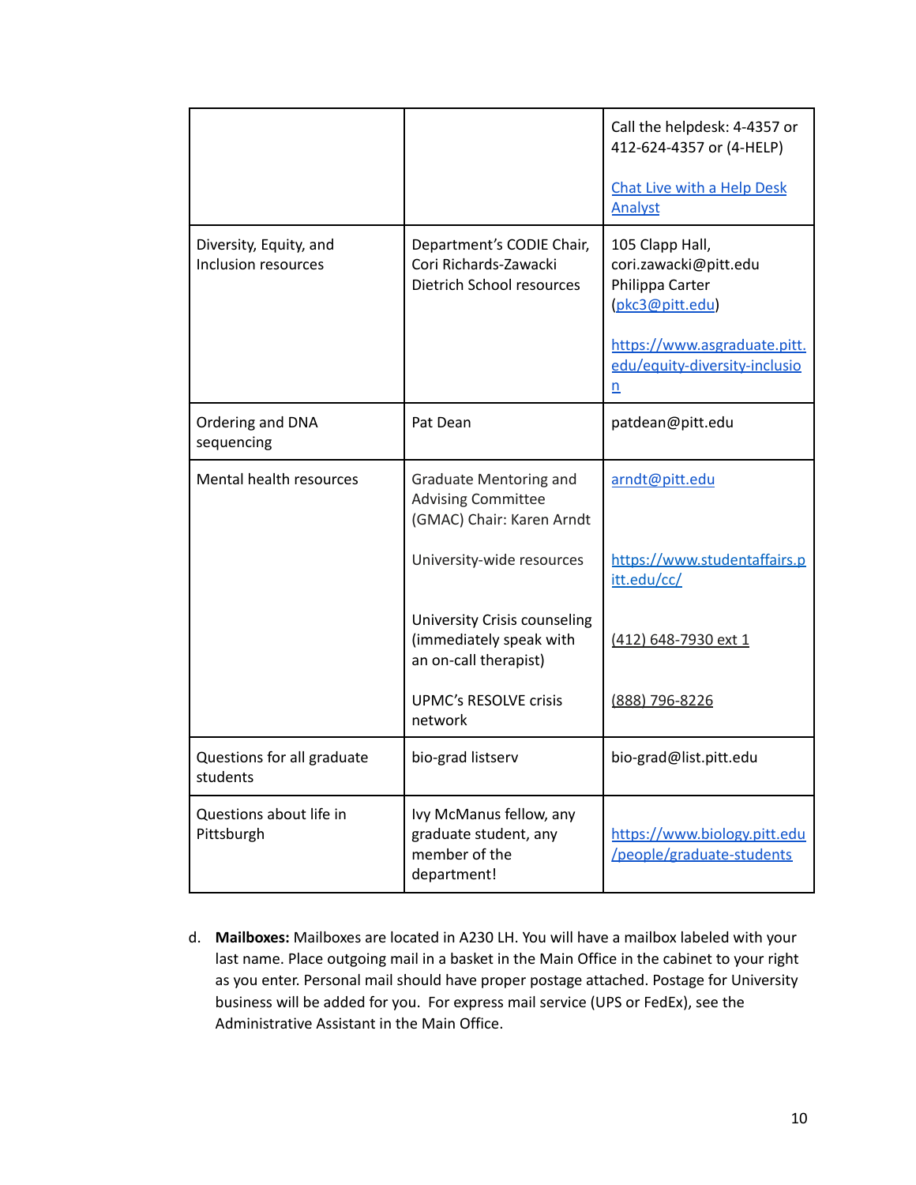| | | |
|---|---|---|
| | | Call the helpdesk: 4-4357 or 412-624-4357 or (4-HELP)<br><br>Chat Live with a Help Desk Analyst |
| Diversity, Equity, and Inclusion resources | Department's CODIE Chair, Cori Richards-Zawacki<br>Dietrich School resources | 105 Clapp Hall, cori.zawacki@pitt.edu<br>Philippa Carter (pkc3@pitt.edu)<br><br>https://www.asgraduate.pitt.edu/equity-diversity-inclusion |
| Ordering and DNA sequencing | Pat Dean | patdean@pitt.edu |
| Mental health resources | Graduate Mentoring and Advising Committee (GMAC) Chair: Karen Arndt<br><br>University-wide resources<br><br>University Crisis counseling (immediately speak with an on-call therapist)<br><br>UPMC's RESOLVE crisis network | arndt@pitt.edu<br><br>https://www.studentaffairs.pitt.edu/cc/<br><br>(412) 648-7930 ext 1<br><br>(888) 796-8226 |
| Questions for all graduate students | bio-grad listserv | bio-grad@list.pitt.edu |
| Questions about life in Pittsburgh | Ivy McManus fellow, any graduate student, any member of the department! | https://www.biology.pitt.edu/people/graduate-students |

d. **Mailboxes:** Mailboxes are located in A230 LH. You will have a mailbox labeled with your last name. Place outgoing mail in a basket in the Main Office in the cabinet to your right as you enter. Personal mail should have proper postage attached. Postage for University business will be added for you. For express mail service (UPS or FedEx), see the Administrative Assistant in the Main Office.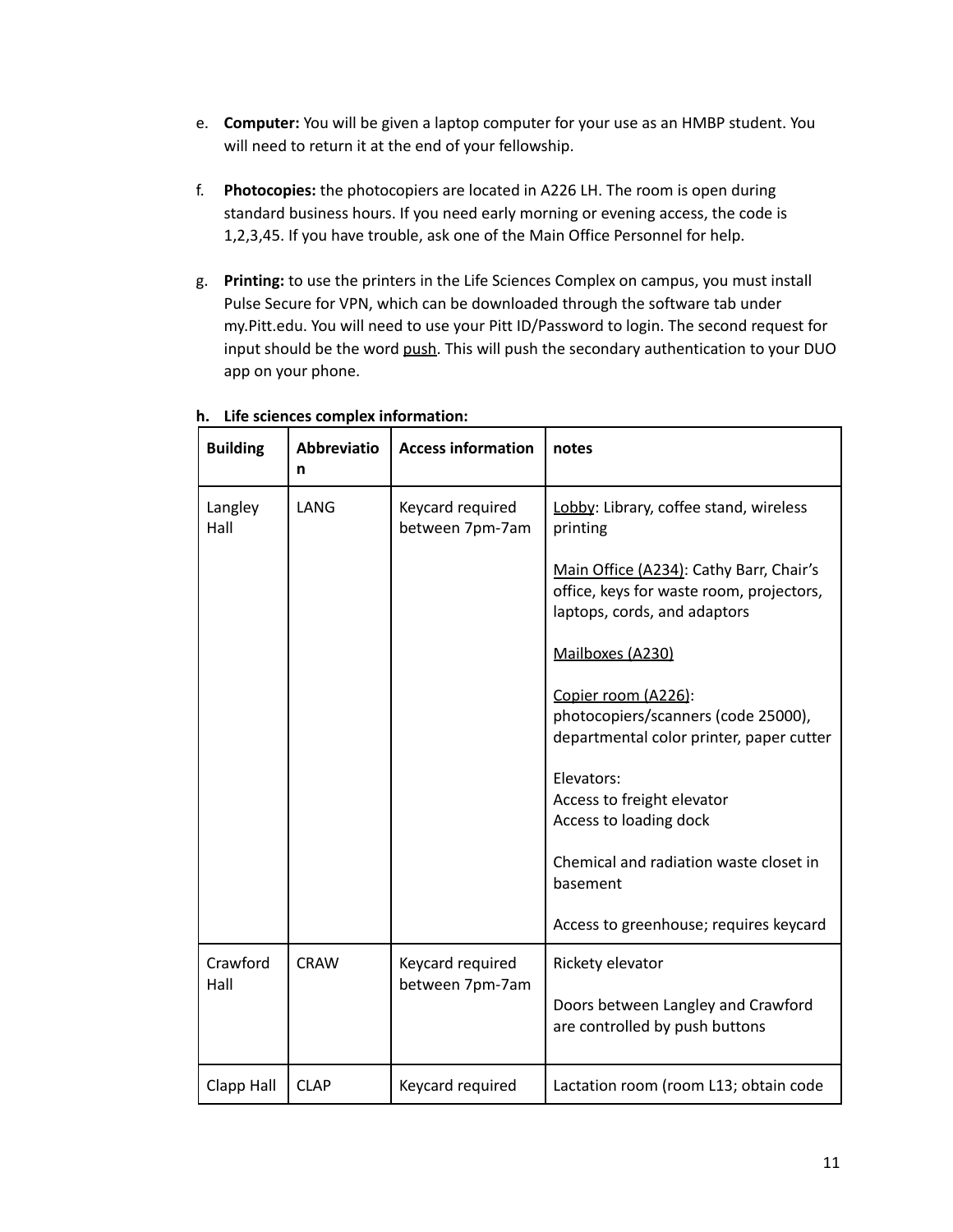e. **Computer:** You will be given a laptop computer for your use as an HMBP student. You will need to return it at the end of your fellowship.

f. **Photocopies:** the photocopiers are located in A226 LH. The room is open during standard business hours. If you need early morning or evening access, the code is 1,2,3,45. If you have trouble, ask one of the Main Office Personnel for help.

g. **Printing:** to use the printers in the Life Sciences Complex on campus, you must install Pulse Secure for VPN, which can be downloaded through the software tab under my.Pitt.edu. You will need to use your Pitt ID/Password to login. The second request for input should be the word push. This will push the secondary authentication to your DUO app on your phone.

**h. Life sciences complex information:**

| **Building** | **Abbreviation** | **Access information** | **notes** |
|---|---|---|---|
| Langley Hall | LANG | Keycard required between 7pm-7am | Lobby: Library, coffee stand, wireless printing<br><br>Main Office (A234): Cathy Barr, Chair's office, keys for waste room, projectors, laptops, cords, and adaptors<br><br>Mailboxes (A230)<br><br>Copier room (A226): photocopiers/scanners (code 25000), departmental color printer, paper cutter<br><br>Elevators:<br>Access to freight elevator<br>Access to loading dock<br><br>Chemical and radiation waste closet in basement<br><br>Access to greenhouse; requires keycard |
| Crawford Hall | CRAW | Keycard required between 7pm-7am | Rickety elevator<br><br>Doors between Langley and Crawford are controlled by push buttons |
| Clapp Hall | CLAP | Keycard required | Lactation room (room L13; obtain code |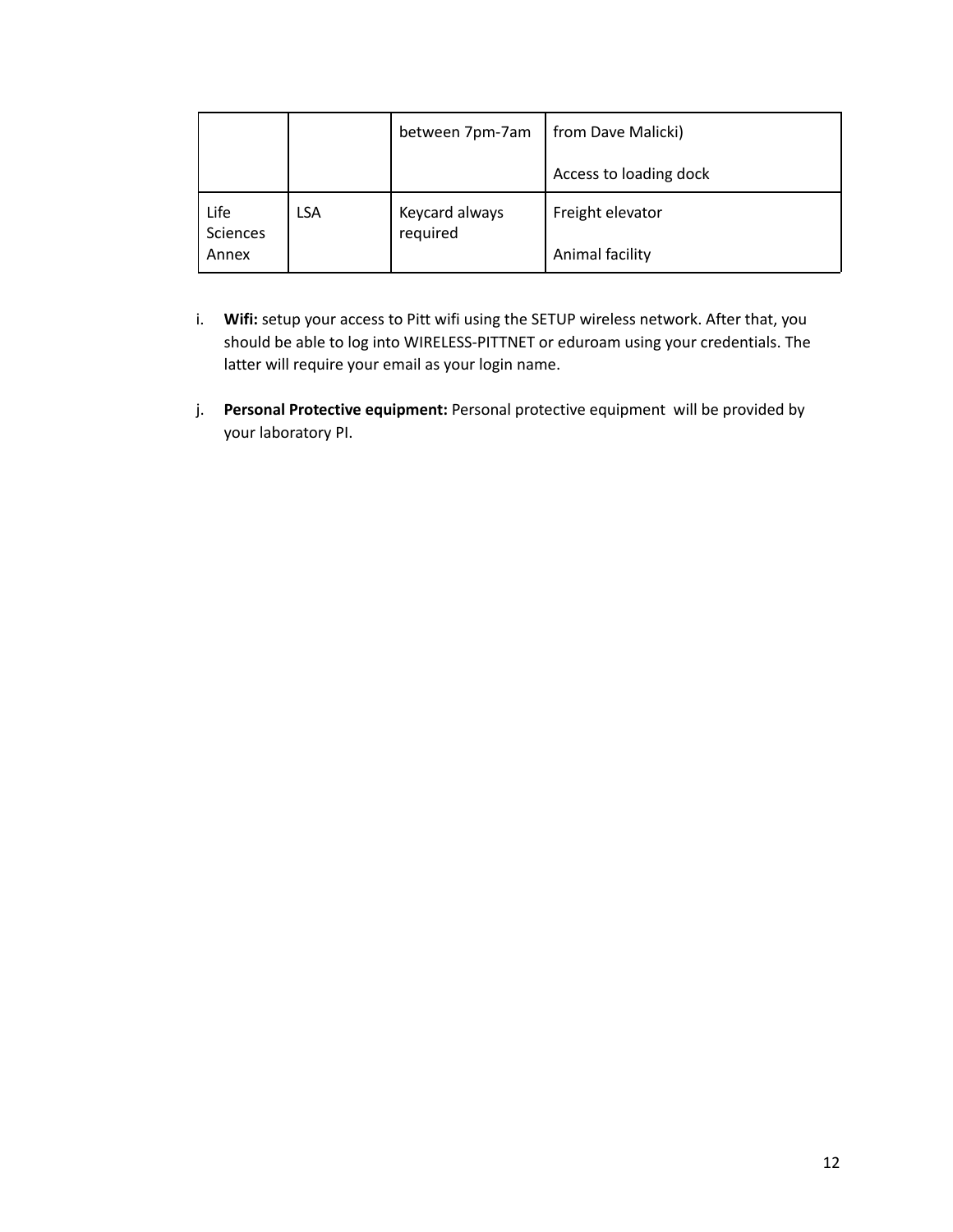| | | | |
|---|---|---|---|
| | | between 7pm-7am | from Dave Malicki)<br><br>Access to loading dock |
| Life Sciences Annex | LSA | Keycard always required | Freight elevator<br><br>Animal facility |

i. **Wifi:** setup your access to Pitt wifi using the SETUP wireless network. After that, you should be able to log into WIRELESS-PITTNET or eduroam using your credentials. The latter will require your email as your login name.

j. **Personal Protective equipment:** Personal protective equipment will be provided by your laboratory PI.